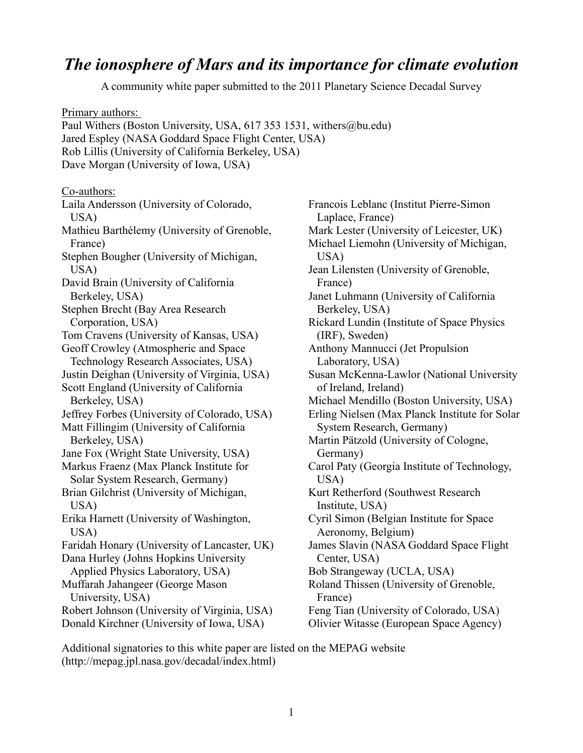# *The ionosphere of Mars and its importance for climate evolution*

A community white paper submitted to the 2011 Planetary Science Decadal Survey

Primary authors:
Paul Withers (Boston University, USA, 617 353 1531, withers@bu.edu)
Jared Espley (NASA Goddard Space Flight Center, USA)
Rob Lillis (University of California Berkeley, USA)
Dave Morgan (University of Iowa, USA)

Co-authors:
Laila Andersson (University of Colorado, USA)
Mathieu Barthélemy (University of Grenoble, France)
Stephen Bougher (University of Michigan, USA)
David Brain (University of California Berkeley, USA)
Stephen Brecht (Bay Area Research Corporation, USA)
Tom Cravens (University of Kansas, USA)
Geoff Crowley (Atmospheric and Space Technology Research Associates, USA)
Justin Deighan (University of Virginia, USA)
Scott England (University of California Berkeley, USA)
Jeffrey Forbes (University of Colorado, USA)
Matt Fillingim (University of California Berkeley, USA)
Jane Fox (Wright State University, USA)
Markus Fraenz (Max Planck Institute for Solar System Research, Germany)
Brian Gilchrist (University of Michigan, USA)
Erika Harnett (University of Washington, USA)
Faridah Honary (University of Lancaster, UK)
Dana Hurley (Johns Hopkins University Applied Physics Laboratory, USA)
Muffarah Jahangeer (George Mason University, USA)
Robert Johnson (University of Virginia, USA)
Donald Kirchner (University of Iowa, USA)
Francois Leblanc (Institut Pierre-Simon Laplace, France)
Mark Lester (University of Leicester, UK)
Michael Liemohn (University of Michigan, USA)
Jean Lilensten (University of Grenoble, France)
Janet Luhmann (University of California Berkeley, USA)
Rickard Lundin (Institute of Space Physics (IRF), Sweden)
Anthony Mannucci (Jet Propulsion Laboratory, USA)
Susan McKenna-Lawlor (National University of Ireland, Ireland)
Michael Mendillo (Boston University, USA)
Erling Nielsen (Max Planck Institute for Solar System Research, Germany)
Martin Pätzold (University of Cologne, Germany)
Carol Paty (Georgia Institute of Technology, USA)
Kurt Retherford (Southwest Research Institute, USA)
Cyril Simon (Belgian Institute for Space Aeronomy, Belgium)
James Slavin (NASA Goddard Space Flight Center, USA)
Bob Strangeway (UCLA, USA)
Roland Thissen (University of Grenoble, France)
Feng Tian (University of Colorado, USA)
Olivier Witasse (European Space Agency)

Additional signatories to this white paper are listed on the MEPAG website (http://mepag.jpl.nasa.gov/decadal/index.html)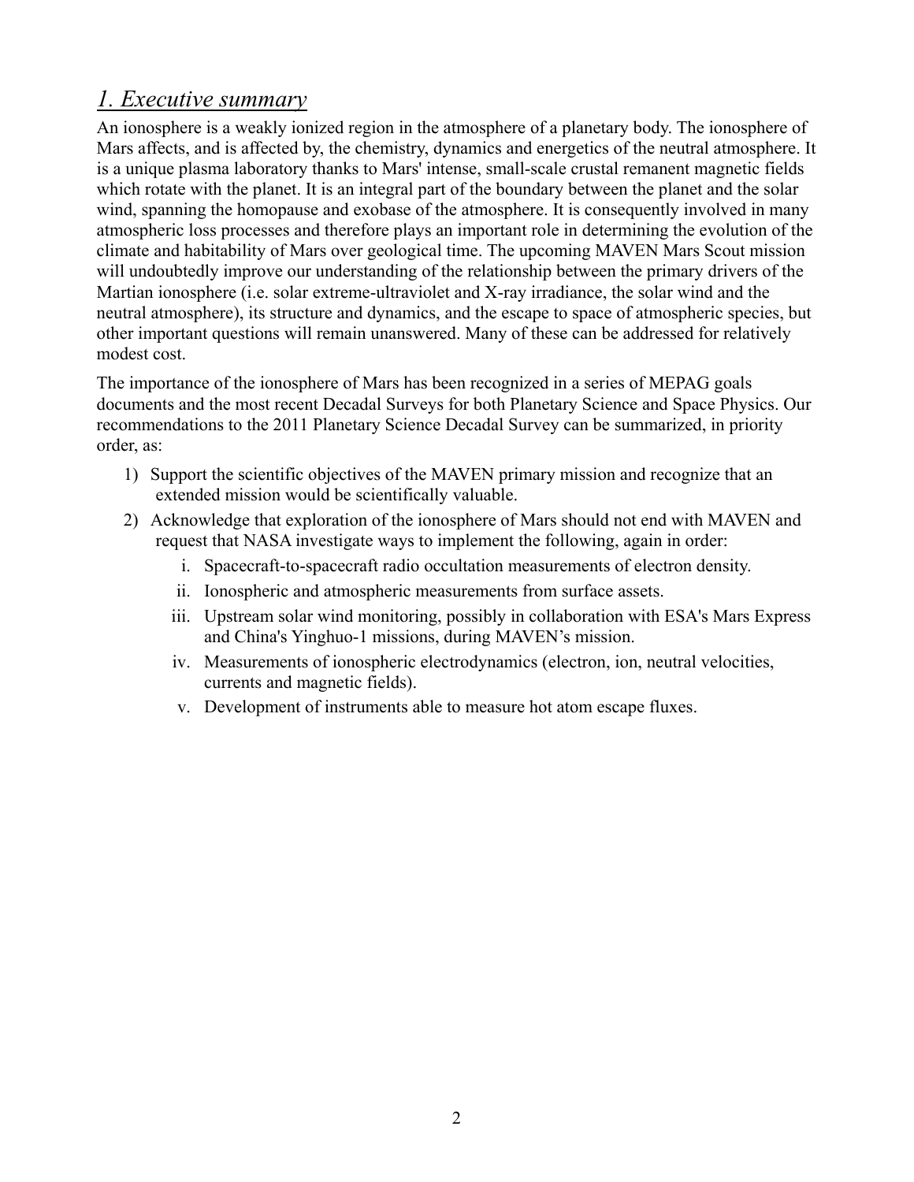## *1. Executive summary*

An ionosphere is a weakly ionized region in the atmosphere of a planetary body. The ionosphere of Mars affects, and is affected by, the chemistry, dynamics and energetics of the neutral atmosphere. It is a unique plasma laboratory thanks to Mars' intense, small-scale crustal remanent magnetic fields which rotate with the planet. It is an integral part of the boundary between the planet and the solar wind, spanning the homopause and exobase of the atmosphere. It is consequently involved in many atmospheric loss processes and therefore plays an important role in determining the evolution of the climate and habitability of Mars over geological time. The upcoming MAVEN Mars Scout mission will undoubtedly improve our understanding of the relationship between the primary drivers of the Martian ionosphere (i.e. solar extreme-ultraviolet and X-ray irradiance, the solar wind and the neutral atmosphere), its structure and dynamics, and the escape to space of atmospheric species, but other important questions will remain unanswered. Many of these can be addressed for relatively modest cost.

The importance of the ionosphere of Mars has been recognized in a series of MEPAG goals documents and the most recent Decadal Surveys for both Planetary Science and Space Physics. Our recommendations to the 2011 Planetary Science Decadal Survey can be summarized, in priority order, as:

1) Support the scientific objectives of the MAVEN primary mission and recognize that an extended mission would be scientifically valuable.
2) Acknowledge that exploration of the ionosphere of Mars should not end with MAVEN and request that NASA investigate ways to implement the following, again in order:
   i. Spacecraft-to-spacecraft radio occultation measurements of electron density.
   ii. Ionospheric and atmospheric measurements from surface assets.
   iii. Upstream solar wind monitoring, possibly in collaboration with ESA's Mars Express and China's Yinghuo-1 missions, during MAVEN's mission.
   iv. Measurements of ionospheric electrodynamics (electron, ion, neutral velocities, currents and magnetic fields).
   v. Development of instruments able to measure hot atom escape fluxes.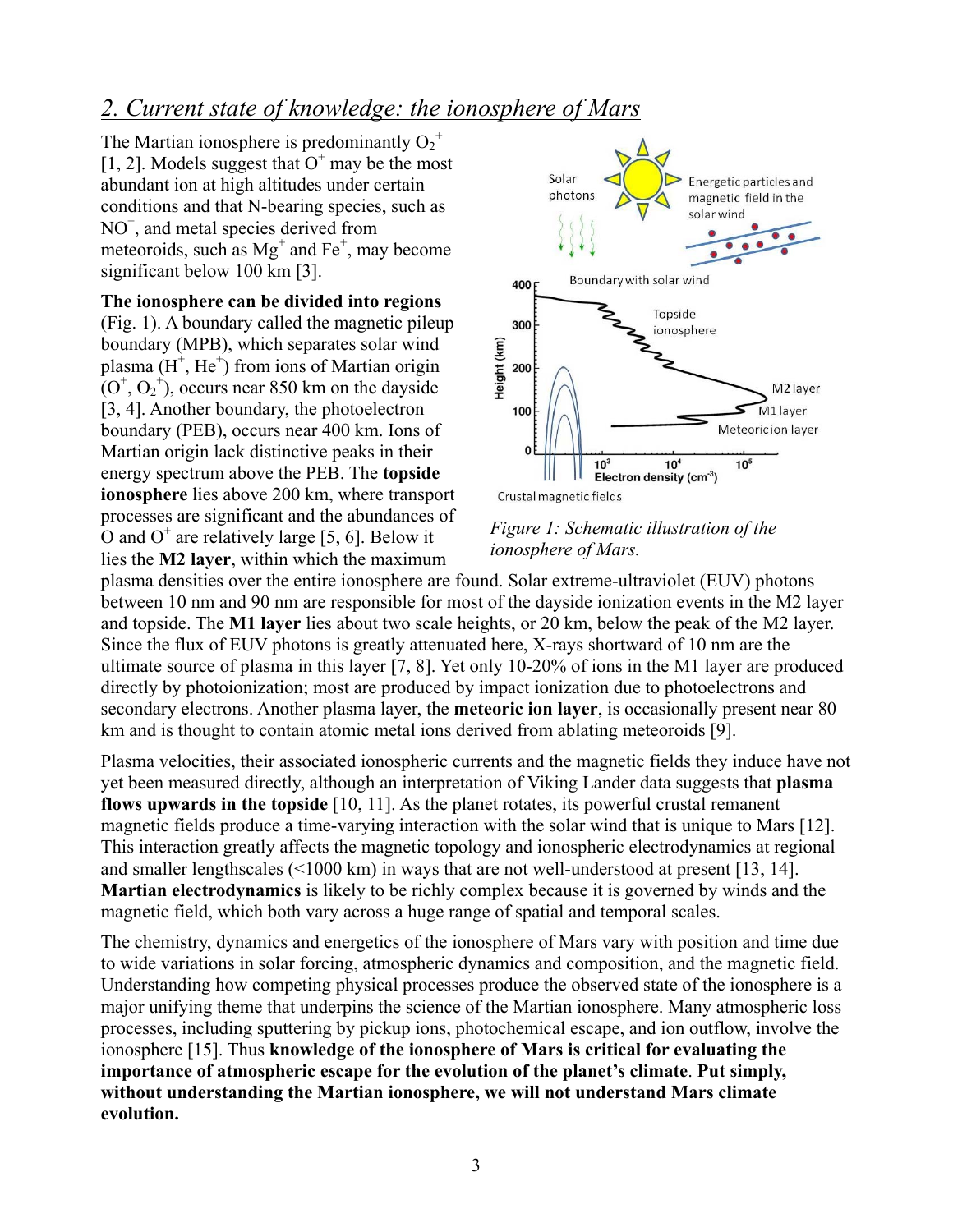## *2. Current state of knowledge: the ionosphere of Mars*

The Martian ionosphere is predominantly $O_2^+$ [1, 2]. Models suggest that $O^+$ may be the most abundant ion at high altitudes under certain conditions and that N-bearing species, such as $NO^+$, and metal species derived from meteoroids, such as $Mg^+$ and $Fe^+$, may become significant below 100 km [3].

**The ionosphere can be divided into regions** (Fig. 1). A boundary called the magnetic pileup boundary (MPB), which separates solar wind plasma ($H^+$, $He^+$) from ions of Martian origin ($O^+$, $O_2^+$), occurs near 850 km on the dayside [3, 4]. Another boundary, the photoelectron boundary (PEB), occurs near 400 km. Ions of Martian origin lack distinctive peaks in their energy spectrum above the PEB. The **topside ionosphere** lies above 200 km, where transport processes are significant and the abundances of O and $O^+$ are relatively large [5, 6]. Below it lies the **M2 layer**, within which the maximum plasma densities over the entire ionosphere are found. Solar extreme-ultraviolet (EUV) photons between 10 nm and 90 nm are responsible for most of the dayside ionization events in the M2 layer and topside. The **M1 layer** lies about two scale heights, or 20 km, below the peak of the M2 layer. Since the flux of EUV photons is greatly attenuated here, X-rays shortward of 10 nm are the ultimate source of plasma in this layer [7, 8]. Yet only 10-20% of ions in the M1 layer are produced directly by photoionization; most are produced by impact ionization due to photoelectrons and secondary electrons. Another plasma layer, the **meteoric ion layer**, is occasionally present near 80 km and is thought to contain atomic metal ions derived from ablating meteoroids [9].

*Figure 1: Schematic illustration of the ionosphere of Mars.*

Plasma velocities, their associated ionospheric currents and the magnetic fields they induce have not yet been measured directly, although an interpretation of Viking Lander data suggests that **plasma flows upwards in the topside** [10, 11]. As the planet rotates, its powerful crustal remanent magnetic fields produce a time-varying interaction with the solar wind that is unique to Mars [12]. This interaction greatly affects the magnetic topology and ionospheric electrodynamics at regional and smaller lengthscales (<1000 km) in ways that are not well-understood at present [13, 14]. **Martian electrodynamics** is likely to be richly complex because it is governed by winds and the magnetic field, which both vary across a huge range of spatial and temporal scales.

The chemistry, dynamics and energetics of the ionosphere of Mars vary with position and time due to wide variations in solar forcing, atmospheric dynamics and composition, and the magnetic field. Understanding how competing physical processes produce the observed state of the ionosphere is a major unifying theme that underpins the science of the Martian ionosphere. Many atmospheric loss processes, including sputtering by pickup ions, photochemical escape, and ion outflow, involve the ionosphere [15]. Thus **knowledge of the ionosphere of Mars is critical for evaluating the importance of atmospheric escape for the evolution of the planet's climate**. **Put simply, without understanding the Martian ionosphere, we will not understand Mars climate evolution.**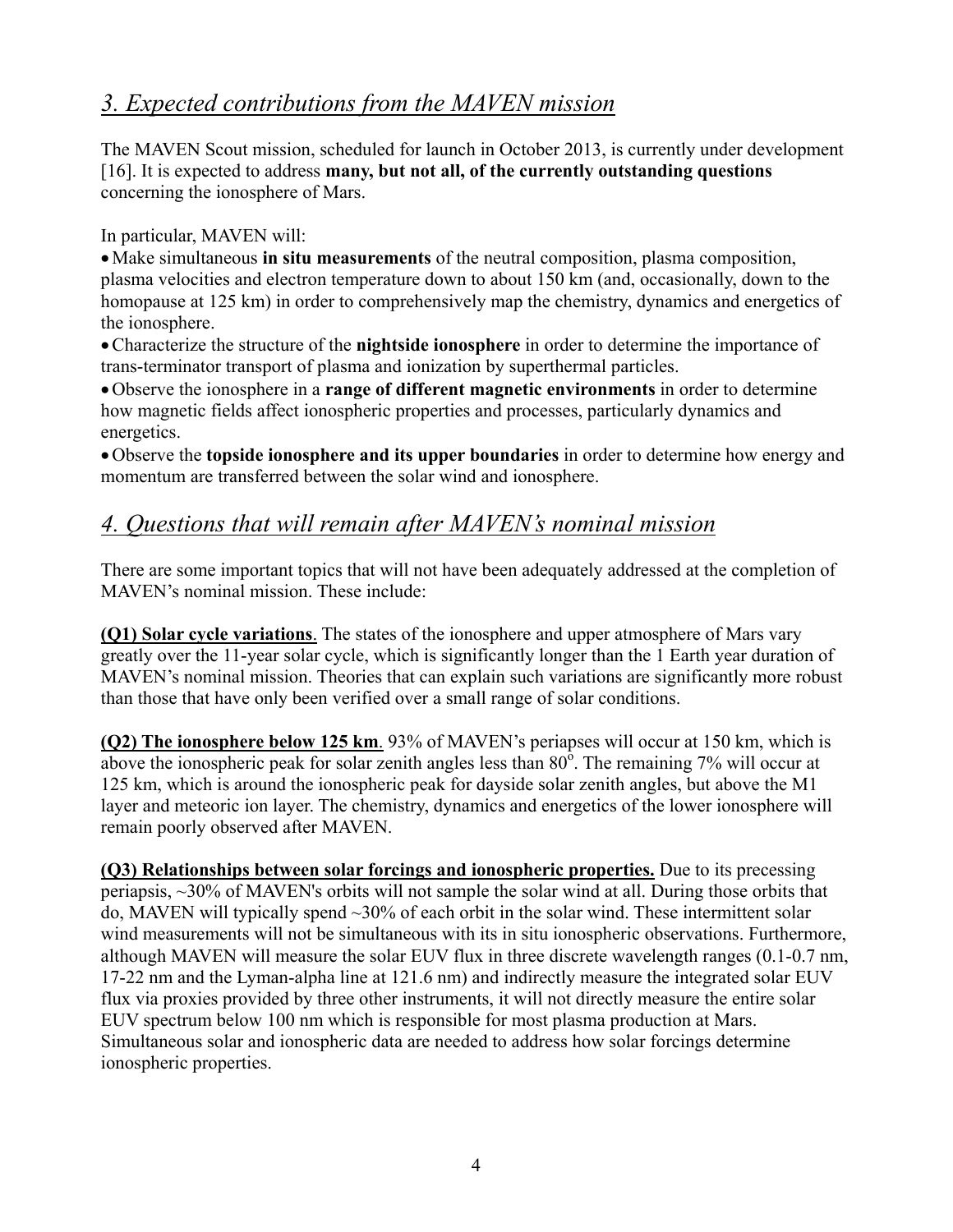## *3. Expected contributions from the MAVEN mission*

The MAVEN Scout mission, scheduled for launch in October 2013, is currently under development [16]. It is expected to address **many, but not all, of the currently outstanding questions** concerning the ionosphere of Mars.

In particular, MAVEN will:

- Make simultaneous **in situ measurements** of the neutral composition, plasma composition, plasma velocities and electron temperature down to about 150 km (and, occasionally, down to the homopause at 125 km) in order to comprehensively map the chemistry, dynamics and energetics of the ionosphere.
- Characterize the structure of the **nightside ionosphere** in order to determine the importance of trans-terminator transport of plasma and ionization by superthermal particles.
- Observe the ionosphere in a **range of different magnetic environments** in order to determine how magnetic fields affect ionospheric properties and processes, particularly dynamics and energetics.
- Observe the **topside ionosphere and its upper boundaries** in order to determine how energy and momentum are transferred between the solar wind and ionosphere.

## *4. Questions that will remain after MAVEN's nominal mission*

There are some important topics that will not have been adequately addressed at the completion of MAVEN's nominal mission. These include:

**(Q1) Solar cycle variations**. The states of the ionosphere and upper atmosphere of Mars vary greatly over the 11-year solar cycle, which is significantly longer than the 1 Earth year duration of MAVEN's nominal mission. Theories that can explain such variations are significantly more robust than those that have only been verified over a small range of solar conditions.

**(Q2) The ionosphere below 125 km**. 93% of MAVEN's periapses will occur at 150 km, which is above the ionospheric peak for solar zenith angles less than $80^{\circ}$. The remaining 7% will occur at 125 km, which is around the ionospheric peak for dayside solar zenith angles, but above the M1 layer and meteoric ion layer. The chemistry, dynamics and energetics of the lower ionosphere will remain poorly observed after MAVEN.

**(Q3) Relationships between solar forcings and ionospheric properties.** Due to its precessing periapsis, ~30% of MAVEN's orbits will not sample the solar wind at all. During those orbits that do, MAVEN will typically spend ~30% of each orbit in the solar wind. These intermittent solar wind measurements will not be simultaneous with its in situ ionospheric observations. Furthermore, although MAVEN will measure the solar EUV flux in three discrete wavelength ranges (0.1-0.7 nm, 17-22 nm and the Lyman-alpha line at 121.6 nm) and indirectly measure the integrated solar EUV flux via proxies provided by three other instruments, it will not directly measure the entire solar EUV spectrum below 100 nm which is responsible for most plasma production at Mars. Simultaneous solar and ionospheric data are needed to address how solar forcings determine ionospheric properties.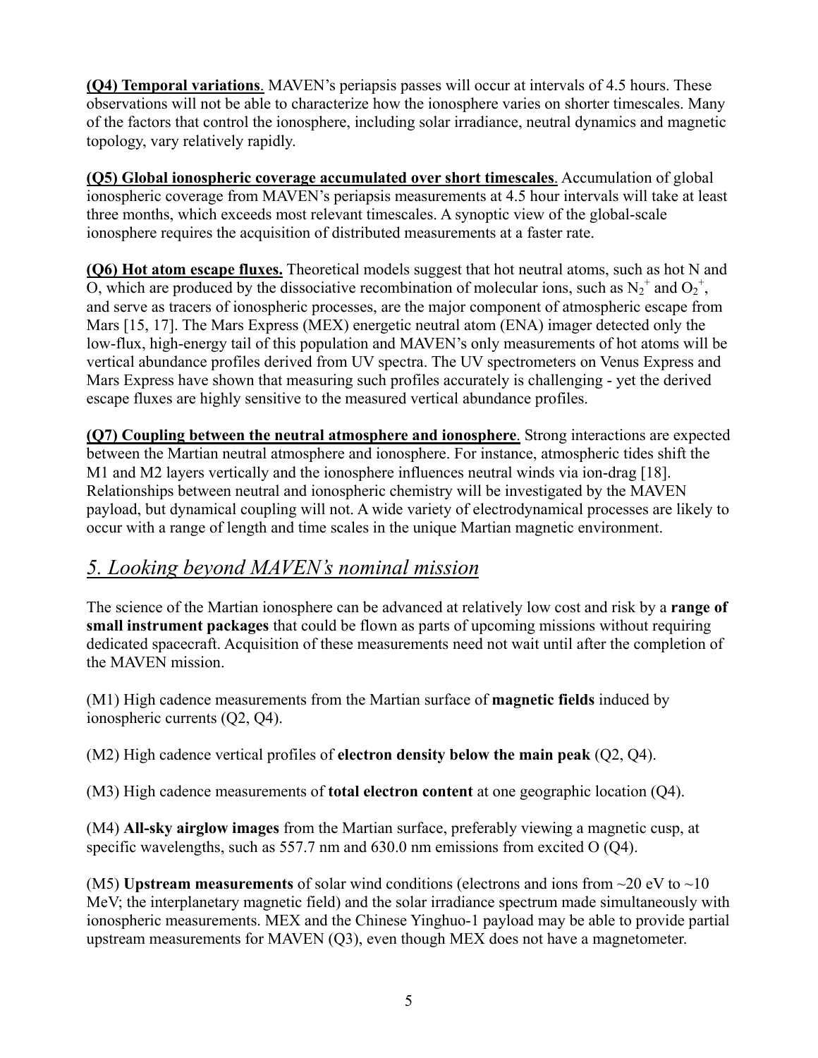**(Q4) Temporal variations**. MAVEN's periapsis passes will occur at intervals of 4.5 hours. These observations will not be able to characterize how the ionosphere varies on shorter timescales. Many of the factors that control the ionosphere, including solar irradiance, neutral dynamics and magnetic topology, vary relatively rapidly.

**(Q5) Global ionospheric coverage accumulated over short timescales**. Accumulation of global ionospheric coverage from MAVEN's periapsis measurements at 4.5 hour intervals will take at least three months, which exceeds most relevant timescales. A synoptic view of the global-scale ionosphere requires the acquisition of distributed measurements at a faster rate.

**(Q6) Hot atom escape fluxes.** Theoretical models suggest that hot neutral atoms, such as hot N and O, which are produced by the dissociative recombination of molecular ions, such as $N_2^+$ and $O_2^+$, and serve as tracers of ionospheric processes, are the major component of atmospheric escape from Mars [15, 17]. The Mars Express (MEX) energetic neutral atom (ENA) imager detected only the low-flux, high-energy tail of this population and MAVEN's only measurements of hot atoms will be vertical abundance profiles derived from UV spectra. The UV spectrometers on Venus Express and Mars Express have shown that measuring such profiles accurately is challenging - yet the derived escape fluxes are highly sensitive to the measured vertical abundance profiles.

**(Q7) Coupling between the neutral atmosphere and ionosphere**. Strong interactions are expected between the Martian neutral atmosphere and ionosphere. For instance, atmospheric tides shift the M1 and M2 layers vertically and the ionosphere influences neutral winds via ion-drag [18]. Relationships between neutral and ionospheric chemistry will be investigated by the MAVEN payload, but dynamical coupling will not. A wide variety of electrodynamical processes are likely to occur with a range of length and time scales in the unique Martian magnetic environment.

## *5. Looking beyond MAVEN's nominal mission*

The science of the Martian ionosphere can be advanced at relatively low cost and risk by a **range of small instrument packages** that could be flown as parts of upcoming missions without requiring dedicated spacecraft. Acquisition of these measurements need not wait until after the completion of the MAVEN mission.

(M1) High cadence measurements from the Martian surface of **magnetic fields** induced by ionospheric currents (Q2, Q4).

(M2) High cadence vertical profiles of **electron density below the main peak** (Q2, Q4).

(M3) High cadence measurements of **total electron content** at one geographic location (Q4).

(M4) **All-sky airglow images** from the Martian surface, preferably viewing a magnetic cusp, at specific wavelengths, such as 557.7 nm and 630.0 nm emissions from excited O (Q4).

(M5) **Upstream measurements** of solar wind conditions (electrons and ions from ~20 eV to ~10 MeV; the interplanetary magnetic field) and the solar irradiance spectrum made simultaneously with ionospheric measurements. MEX and the Chinese Yinghuo-1 payload may be able to provide partial upstream measurements for MAVEN (Q3), even though MEX does not have a magnetometer.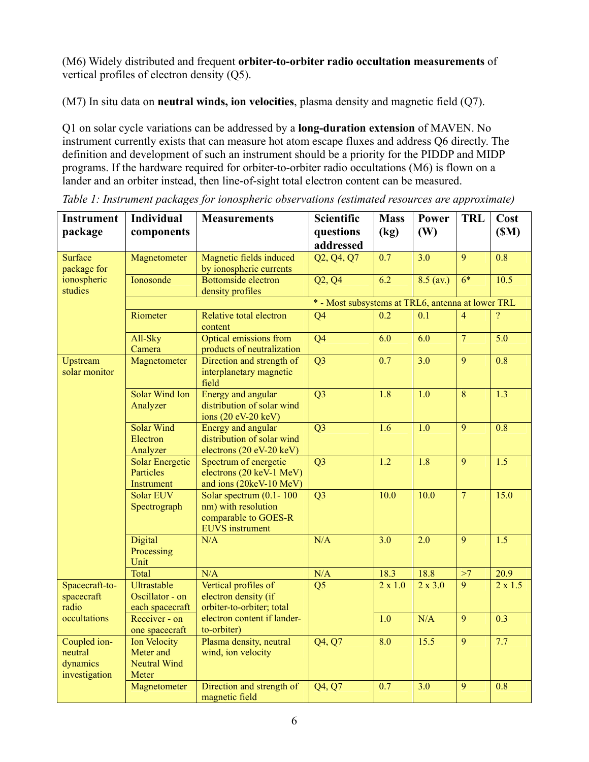(M6) Widely distributed and frequent **orbiter-to-orbiter radio occultation measurements** of vertical profiles of electron density (Q5).

(M7) In situ data on **neutral winds, ion velocities**, plasma density and magnetic field (Q7).

Q1 on solar cycle variations can be addressed by a **long-duration extension** of MAVEN. No instrument currently exists that can measure hot atom escape fluxes and address Q6 directly. The definition and development of such an instrument should be a priority for the PIDDP and MIDP programs. If the hardware required for orbiter-to-orbiter radio occultations (M6) is flown on a lander and an orbiter instead, then line-of-sight total electron content can be measured.

*Table 1: Instrument packages for ionospheric observations (estimated resources are approximate)*

| Instrument package | Individual components | Measurements | Scientific questions addressed | Mass (kg) | Power (W) | TRL | Cost ($M) |
|---|---|---|---|---|---|---|---|
| Surface package for ionospheric studies | Magnetometer | Magnetic fields induced by ionospheric currents | Q2, Q4, Q7 | 0.7 | 3.0 | 9 | 0.8 |
| | Ionosonde | Bottomside electron density profiles | Q2, Q4 | 6.2 | 8.5 (av.) | 6* | 10.5 |
| | * - Most subsystems at TRL6, antenna at lower TRL | | | | | | |
| | Riometer | Relative total electron content | Q4 | 0.2 | 0.1 | 4 | ? |
| | All-Sky Camera | Optical emissions from products of neutralization | Q4 | 6.0 | 6.0 | 7 | 5.0 |
| Upstream solar monitor | Magnetometer | Direction and strength of interplanetary magnetic field | Q3 | 0.7 | 3.0 | 9 | 0.8 |
| | Solar Wind Ion Analyzer | Energy and angular distribution of solar wind ions (20 eV-20 keV) | Q3 | 1.8 | 1.0 | 8 | 1.3 |
| | Solar Wind Electron Analyzer | Energy and angular distribution of solar wind electrons (20 eV-20 keV) | Q3 | 1.6 | 1.0 | 9 | 0.8 |
| | Solar Energetic Particles Instrument | Spectrum of energetic electrons (20 keV-1 MeV) and ions (20keV-10 MeV) | Q3 | 1.2 | 1.8 | 9 | 1.5 |
| | Solar EUV Spectrograph | Solar spectrum (0.1- 100 nm) with resolution comparable to GOES-R EUVS instrument | Q3 | 10.0 | 10.0 | 7 | 15.0 |
| | Digital Processing Unit | N/A | N/A | 3.0 | 2.0 | 9 | 1.5 |
| | Total | N/A | N/A | 18.3 | 18.8 | >7 | 20.9 |
| Spacecraft-to-spacecraft radio occultations | Ultrastable Oscillator - on each spacecraft | Vertical profiles of electron density (if orbiter-to-orbiter; total electron content if lander-to-orbiter) | Q5 | 2 x 1.0 | 2 x 3.0 | 9 | 2 x 1.5 |
| | Receiver - on one spacecraft | | | 1.0 | N/A | 9 | 0.3 |
| Coupled ion-neutral dynamics investigation | Ion Velocity Meter and Neutral Wind Meter | Plasma density, neutral wind, ion velocity | Q4, Q7 | 8.0 | 15.5 | 9 | 7.7 |
| | Magnetometer | Direction and strength of magnetic field | Q4, Q7 | 0.7 | 3.0 | 9 | 0.8 |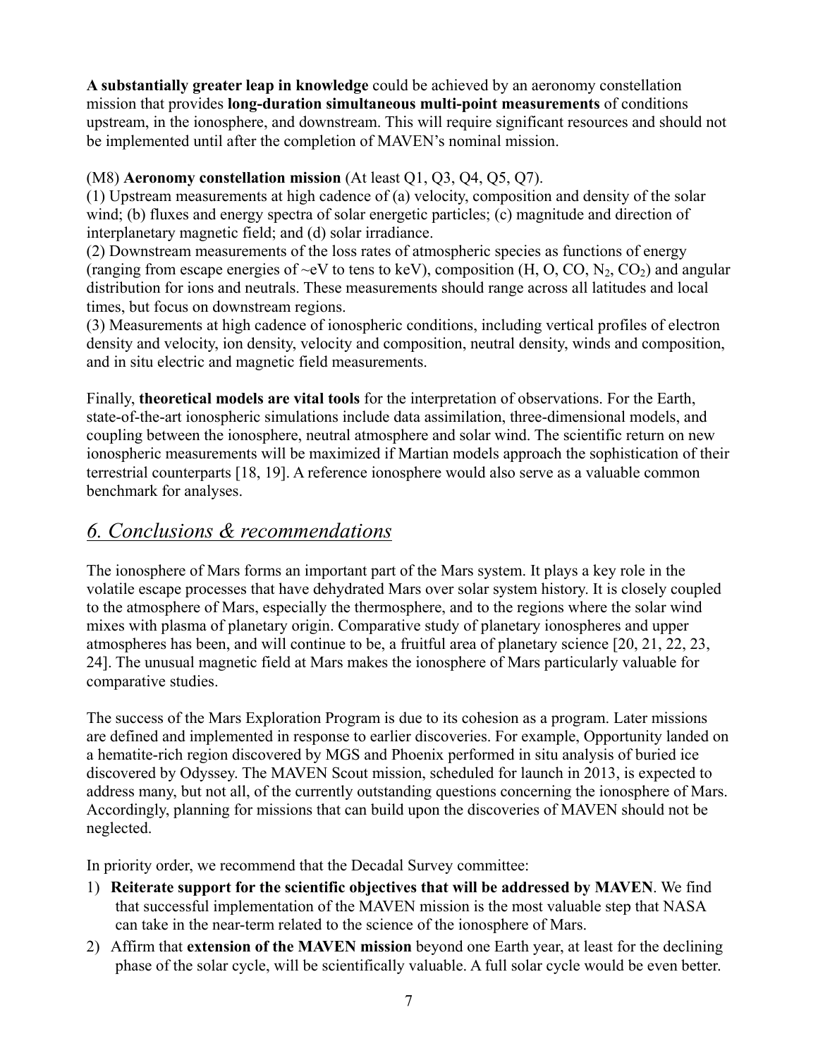**A substantially greater leap in knowledge** could be achieved by an aeronomy constellation mission that provides **long-duration simultaneous multi-point measurements** of conditions upstream, in the ionosphere, and downstream. This will require significant resources and should not be implemented until after the completion of MAVEN's nominal mission.

(M8) **Aeronomy constellation mission** (At least Q1, Q3, Q4, Q5, Q7).
(1) Upstream measurements at high cadence of (a) velocity, composition and density of the solar wind; (b) fluxes and energy spectra of solar energetic particles; (c) magnitude and direction of interplanetary magnetic field; and (d) solar irradiance.
(2) Downstream measurements of the loss rates of atmospheric species as functions of energy (ranging from escape energies of ~eV to tens to keV), composition (H, O, CO, $N_2$, $CO_2$) and angular distribution for ions and neutrals. These measurements should range across all latitudes and local times, but focus on downstream regions.
(3) Measurements at high cadence of ionospheric conditions, including vertical profiles of electron density and velocity, ion density, velocity and composition, neutral density, winds and composition, and in situ electric and magnetic field measurements.

Finally, **theoretical models are vital tools** for the interpretation of observations. For the Earth, state-of-the-art ionospheric simulations include data assimilation, three-dimensional models, and coupling between the ionosphere, neutral atmosphere and solar wind. The scientific return on new ionospheric measurements will be maximized if Martian models approach the sophistication of their terrestrial counterparts [18, 19]. A reference ionosphere would also serve as a valuable common benchmark for analyses.

## *6. Conclusions & recommendations*

The ionosphere of Mars forms an important part of the Mars system. It plays a key role in the volatile escape processes that have dehydrated Mars over solar system history. It is closely coupled to the atmosphere of Mars, especially the thermosphere, and to the regions where the solar wind mixes with plasma of planetary origin. Comparative study of planetary ionospheres and upper atmospheres has been, and will continue to be, a fruitful area of planetary science [20, 21, 22, 23, 24]. The unusual magnetic field at Mars makes the ionosphere of Mars particularly valuable for comparative studies.

The success of the Mars Exploration Program is due to its cohesion as a program. Later missions are defined and implemented in response to earlier discoveries. For example, Opportunity landed on a hematite-rich region discovered by MGS and Phoenix performed in situ analysis of buried ice discovered by Odyssey. The MAVEN Scout mission, scheduled for launch in 2013, is expected to address many, but not all, of the currently outstanding questions concerning the ionosphere of Mars. Accordingly, planning for missions that can build upon the discoveries of MAVEN should not be neglected.

In priority order, we recommend that the Decadal Survey committee:

1) **Reiterate support for the scientific objectives that will be addressed by MAVEN**. We find that successful implementation of the MAVEN mission is the most valuable step that NASA can take in the near-term related to the science of the ionosphere of Mars.
2) Affirm that **extension of the MAVEN mission** beyond one Earth year, at least for the declining phase of the solar cycle, will be scientifically valuable. A full solar cycle would be even better.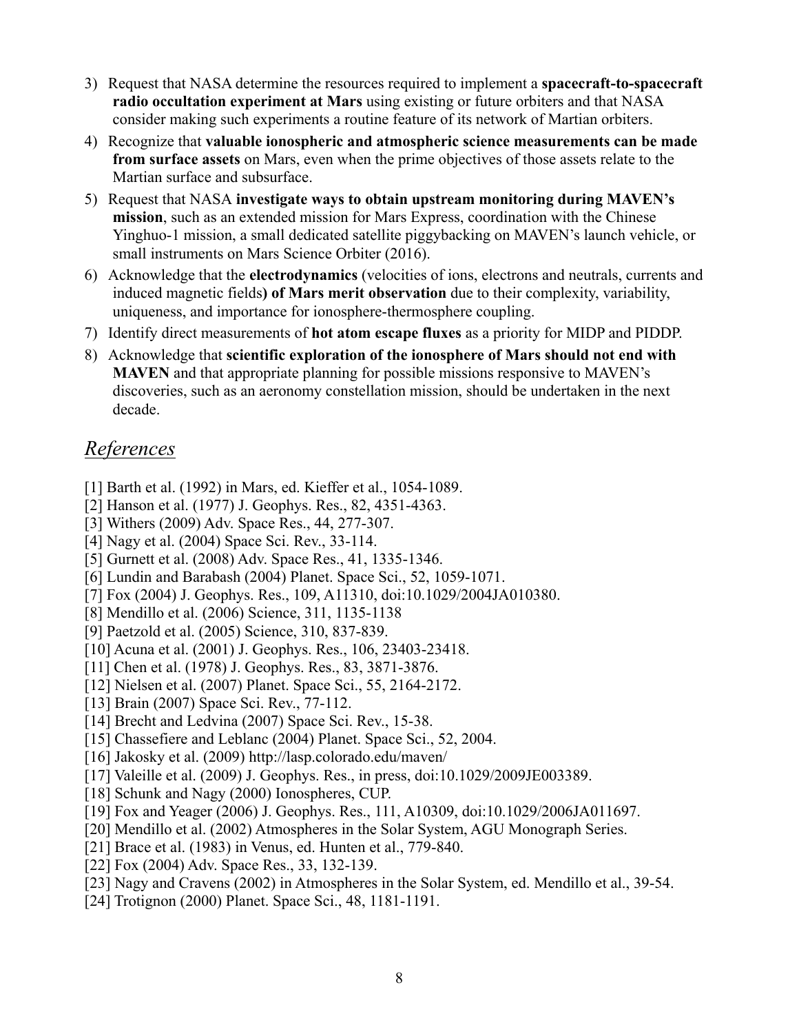3) Request that NASA determine the resources required to implement a **spacecraft-to-spacecraft radio occultation experiment at Mars** using existing or future orbiters and that NASA consider making such experiments a routine feature of its network of Martian orbiters.
4) Recognize that **valuable ionospheric and atmospheric science measurements can be made from surface assets** on Mars, even when the prime objectives of those assets relate to the Martian surface and subsurface.
5) Request that NASA **investigate ways to obtain upstream monitoring during MAVEN's mission**, such as an extended mission for Mars Express, coordination with the Chinese Yinghuo-1 mission, a small dedicated satellite piggybacking on MAVEN's launch vehicle, or small instruments on Mars Science Orbiter (2016).
6) Acknowledge that the **electrodynamics** (velocities of ions, electrons and neutrals, currents and induced magnetic fields**) of Mars merit observation** due to their complexity, variability, uniqueness, and importance for ionosphere-thermosphere coupling.
7) Identify direct measurements of **hot atom escape fluxes** as a priority for MIDP and PIDDP.
8) Acknowledge that **scientific exploration of the ionosphere of Mars should not end with MAVEN** and that appropriate planning for possible missions responsive to MAVEN's discoveries, such as an aeronomy constellation mission, should be undertaken in the next decade.

## *References*

[1] Barth et al. (1992) in Mars, ed. Kieffer et al., 1054-1089.
[2] Hanson et al. (1977) J. Geophys. Res., 82, 4351-4363.
[3] Withers (2009) Adv. Space Res., 44, 277-307.
[4] Nagy et al. (2004) Space Sci. Rev., 33-114.
[5] Gurnett et al. (2008) Adv. Space Res., 41, 1335-1346.
[6] Lundin and Barabash (2004) Planet. Space Sci., 52, 1059-1071.
[7] Fox (2004) J. Geophys. Res., 109, A11310, doi:10.1029/2004JA010380.
[8] Mendillo et al. (2006) Science, 311, 1135-1138
[9] Paetzold et al. (2005) Science, 310, 837-839.
[10] Acuna et al. (2001) J. Geophys. Res., 106, 23403-23418.
[11] Chen et al. (1978) J. Geophys. Res., 83, 3871-3876.
[12] Nielsen et al. (2007) Planet. Space Sci., 55, 2164-2172.
[13] Brain (2007) Space Sci. Rev., 77-112.
[14] Brecht and Ledvina (2007) Space Sci. Rev., 15-38.
[15] Chassefiere and Leblanc (2004) Planet. Space Sci., 52, 2004.
[16] Jakosky et al. (2009) http://lasp.colorado.edu/maven/
[17] Valeille et al. (2009) J. Geophys. Res., in press, doi:10.1029/2009JE003389.
[18] Schunk and Nagy (2000) Ionospheres, CUP.
[19] Fox and Yeager (2006) J. Geophys. Res., 111, A10309, doi:10.1029/2006JA011697.
[20] Mendillo et al. (2002) Atmospheres in the Solar System, AGU Monograph Series.
[21] Brace et al. (1983) in Venus, ed. Hunten et al., 779-840.
[22] Fox (2004) Adv. Space Res., 33, 132-139.
[23] Nagy and Cravens (2002) in Atmospheres in the Solar System, ed. Mendillo et al., 39-54.
[24] Trotignon (2000) Planet. Space Sci., 48, 1181-1191.